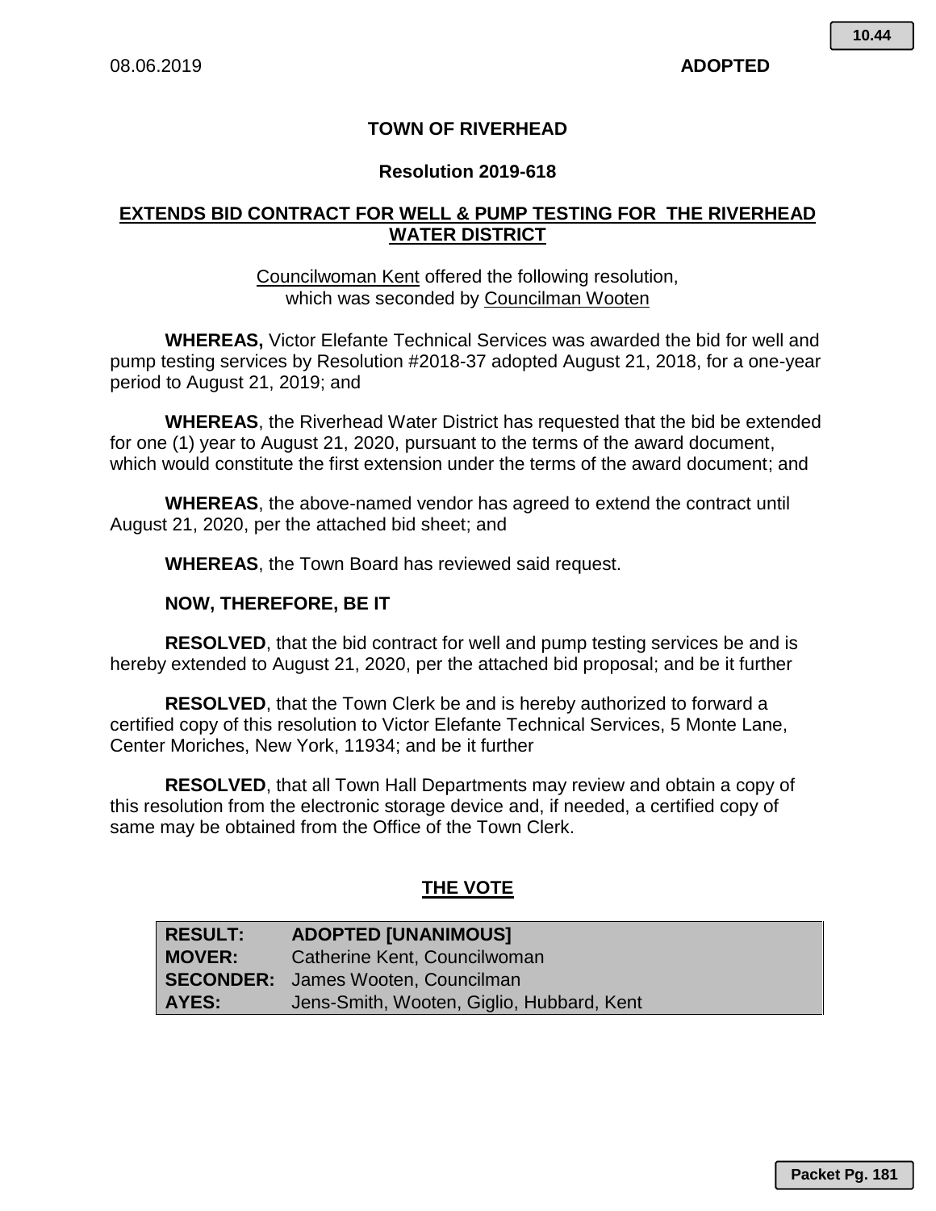08.06.2019 **ADOPTED**

# TOWN OF RIVERHEAD

## Resolution 2019-618

## EXTENDS BID CONTRACT FOR WELL & PUMP TESTING FOR THE RIVERHEAD WATER DISTRICT

Councilwoman Kent offered the following resolution, which was seconded by Councilman Wooten

**WHEREAS,** Victor Elefante Technical Services was awarded the bid for well and pump testing services by Resolution #2018-37 adopted August 21, 2018, for a one-year period to August 21, 2019; and

**WHEREAS**, the Riverhead Water District has requested that the bid be extended for one (1) year to August 21, 2020, pursuant to the terms of the award document, which would constitute the first extension under the terms of the award document; and

**WHEREAS**, the above-named vendor has agreed to extend the contract until August 21, 2020, per the attached bid sheet; and

**WHEREAS**, the Town Board has reviewed said request.

**NOW, THEREFORE, BE IT**

**RESOLVED**, that the bid contract for well and pump testing services be and is hereby extended to August 21, 2020, per the attached bid proposal; and be it further

**RESOLVED**, that the Town Clerk be and is hereby authorized to forward a certified copy of this resolution to Victor Elefante Technical Services, 5 Monte Lane, Center Moriches, New York, 11934; and be it further

**RESOLVED**, that all Town Hall Departments may review and obtain a copy of this resolution from the electronic storage device and, if needed, a certified copy of same may be obtained from the Office of the Town Clerk.

## THE VOTE

| | |
|---|---|
| **RESULT:** | **ADOPTED [UNANIMOUS]** |
| **MOVER:** | Catherine Kent, Councilwoman |
| **SECONDER:** | James Wooten, Councilman |
| **AYES:** | Jens-Smith, Wooten, Giglio, Hubbard, Kent |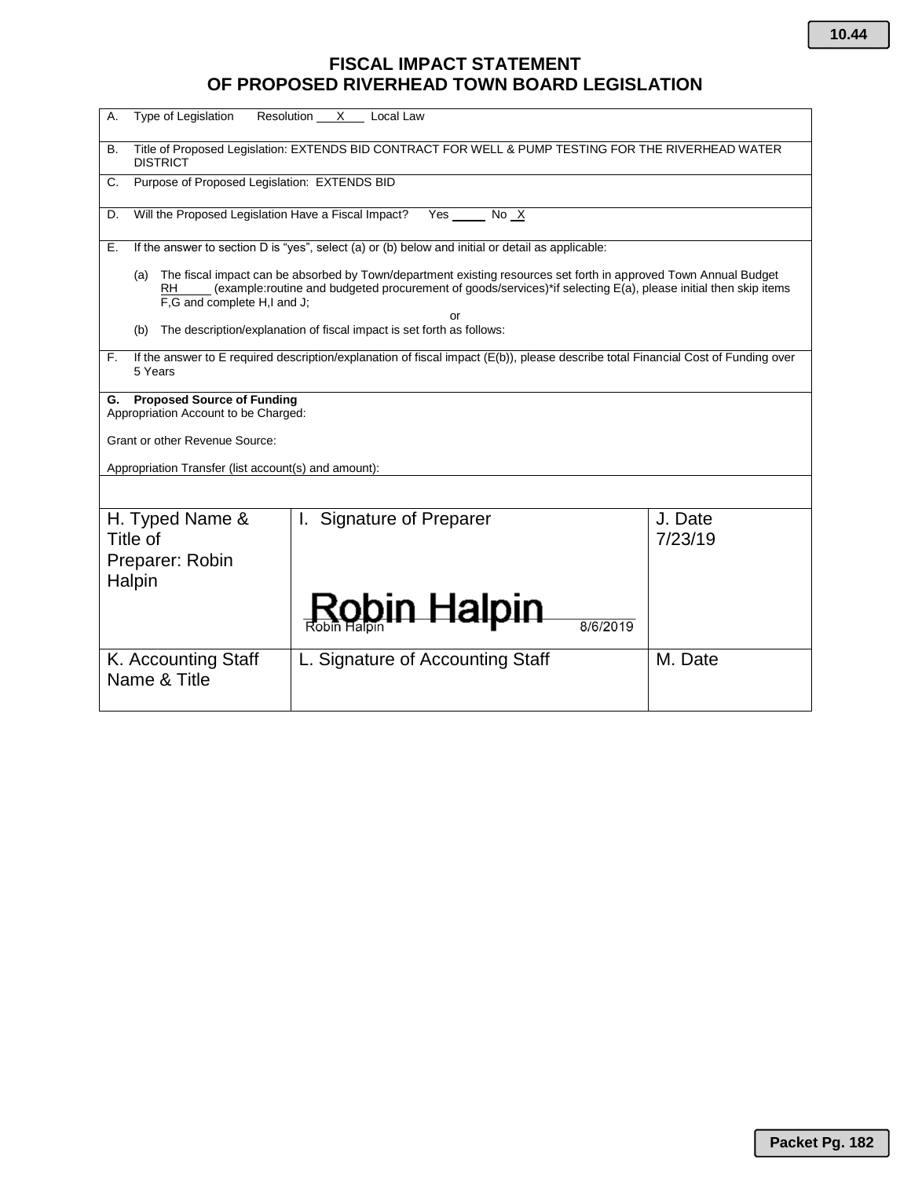# FISCAL IMPACT STATEMENT
# OF PROPOSED RIVERHEAD TOWN BOARD LEGISLATION

A. Type of Legislation     Resolution ___X___  Local Law

B. Title of Proposed Legislation: EXTENDS BID CONTRACT FOR WELL & PUMP TESTING FOR THE RIVERHEAD WATER DISTRICT

C. Purpose of Proposed Legislation: EXTENDS BID

D. Will the Proposed Legislation Have a Fiscal Impact?   Yes _____  No _X

E. If the answer to section D is "yes", select (a) or (b) below and initial or detail as applicable:

(a) The fiscal impact can be absorbed by Town/department existing resources set forth in approved Town Annual Budget RH_____ (example:routine and budgeted procurement of goods/services)*if selecting E(a), please initial then skip items F,G and complete H,I and J;

or

(b) The description/explanation of fiscal impact is set forth as follows:

F. If the answer to E required description/explanation of fiscal impact (E(b)), please describe total Financial Cost of Funding over 5 Years

**G. Proposed Source of Funding**

Appropriation Account to be Charged:

Grant or other Revenue Source:

Appropriation Transfer (list account(s) and amount):

| H. Typed Name & Title of Preparer: Robin Halpin | I. Signature of Preparer<br>Robin Halpin<br>Robin Halpin 8/6/2019 | J. Date<br>7/23/19 |
|---|---|---|
| K. Accounting Staff Name & Title | L. Signature of Accounting Staff | M. Date |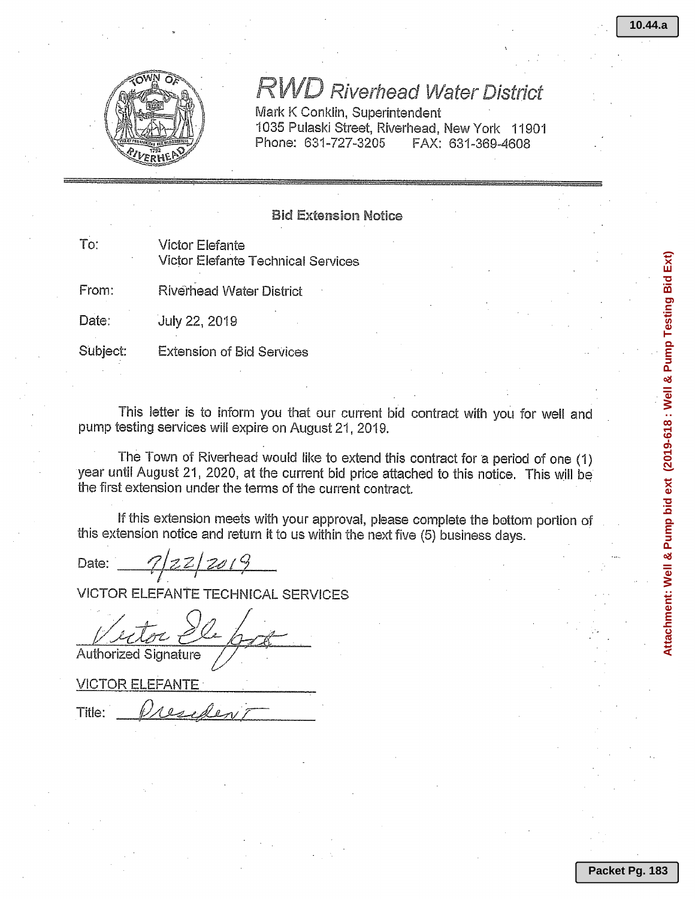# RWD Riverhead Water District

Mark K Conklin, Superintendent
1035 Pulaski Street, Riverhead, New York 11901
Phone: 631-727-3205 FAX: 631-369-4608

## Bid Extension Notice

To: Victor Elefante
Victor Elefante Technical Services

From: Riverhead Water District

Date: July 22, 2019

Subject: Extension of Bid Services

This letter is to inform you that our current bid contract with you for well and pump testing services will expire on August 21, 2019.

The Town of Riverhead would like to extend this contract for a period of one (1) year until August 21, 2020, at the current bid price attached to this notice. This will be the first extension under the terms of the current contract.

If this extension meets with your approval, please complete the bottom portion of this extension notice and return it to us within the next five (5) business days.

Date: 7/22/2019

VICTOR ELEFANTE TECHNICAL SERVICES

Victor Elefante
Authorized Signature

VICTOR ELEFANTE

Title: President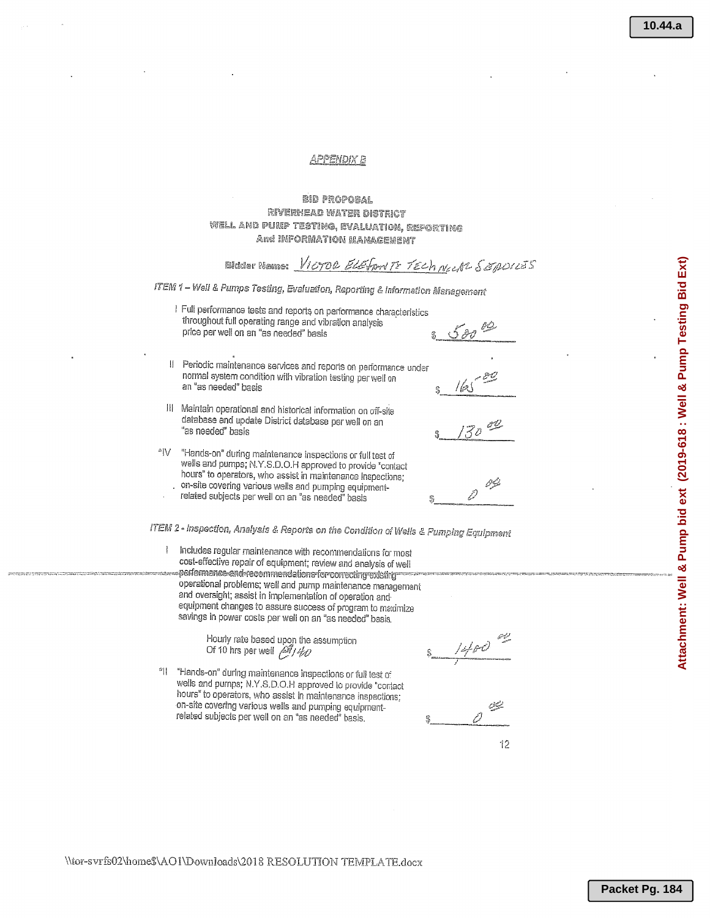APPENDIX B

BID PROPOSAL
RIVERHEAD WATER DISTRICT
WELL AND PUMP TESTING, EVALUATION, REPORTING
And INFORMATION MANAGEMENT

Bidder Name: *Victor Elefante Technical Services*

*ITEM 1 – Well & Pumps Testing, Evaluation, Reporting & Information Management*

I Full performance tests and reports on performance characteristics throughout full operating range and vibration analysis price per well on an "as needed" basis — $ 500.00

II Periodic maintenance services and reports on performance under normal system condition with vibration testing per well on an "as needed" basis — $ 165.00

III Maintain operational and historical information on off-site database and update District database per well on an "as needed" basis — $ 130.00

*IV "Hands-on" during maintenance inspections or full test of wells and pumps; N.Y.S.D.O.H approved to provide "contact hours" to operators, who assist in maintenance inspections; on-site covering various wells and pumping equipment-related subjects per well on an "as needed" basis — $ 0.00

*ITEM 2 - Inspection, Analysis & Reports on the Condition of Wells & Pumping Equipment*

I Includes regular maintenance with recommendations for most cost-effective repair of equipment; review and analysis of well performance and recommendations for correcting existing operational problems; well and pump maintenance management and oversight; assist in implementation of operation and equipment changes to assure success of program to maximize savings in power costs per well on an "as needed" basis.

Hourly rate based upon the assumption Of 10 hrs per well *@ 140* — $ 1400.00

*II "Hands-on" during maintenance inspections or full test of wells and pumps; N.Y.S.D.O.H approved to provide "contact hours" to operators, who assist in maintenance inspections; on-site covering various wells and pumping equipment-related subjects per well on an "as needed" basis. — $ 0.00

\\tor-svrfs02\home$\AO1\Downloads\2018 RESOLUTION TEMPLATE.docx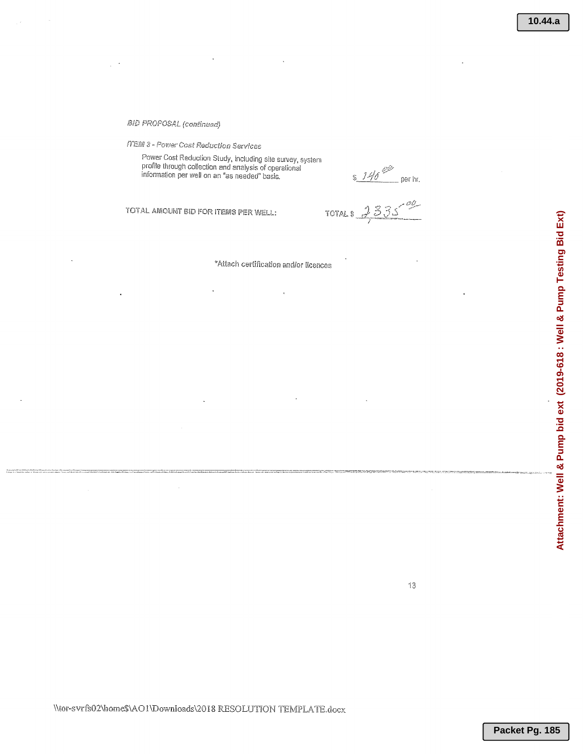*BID PROPOSAL (continued)*

*ITEM 3 - Power Cost Reduction Services*

Power Cost Reduction Study, including site survey, system profile through collection and analysis of operational information per well on an "as needed" basis. $ 140.00 per hr.

TOTAL AMOUNT BID FOR ITEMS PER WELL: TOTAL $ 2,335.00

*Attach certification and/or licences

\\tor-svrfs02\home$\AO1\Downloads\2018 RESOLUTION TEMPLATE.docx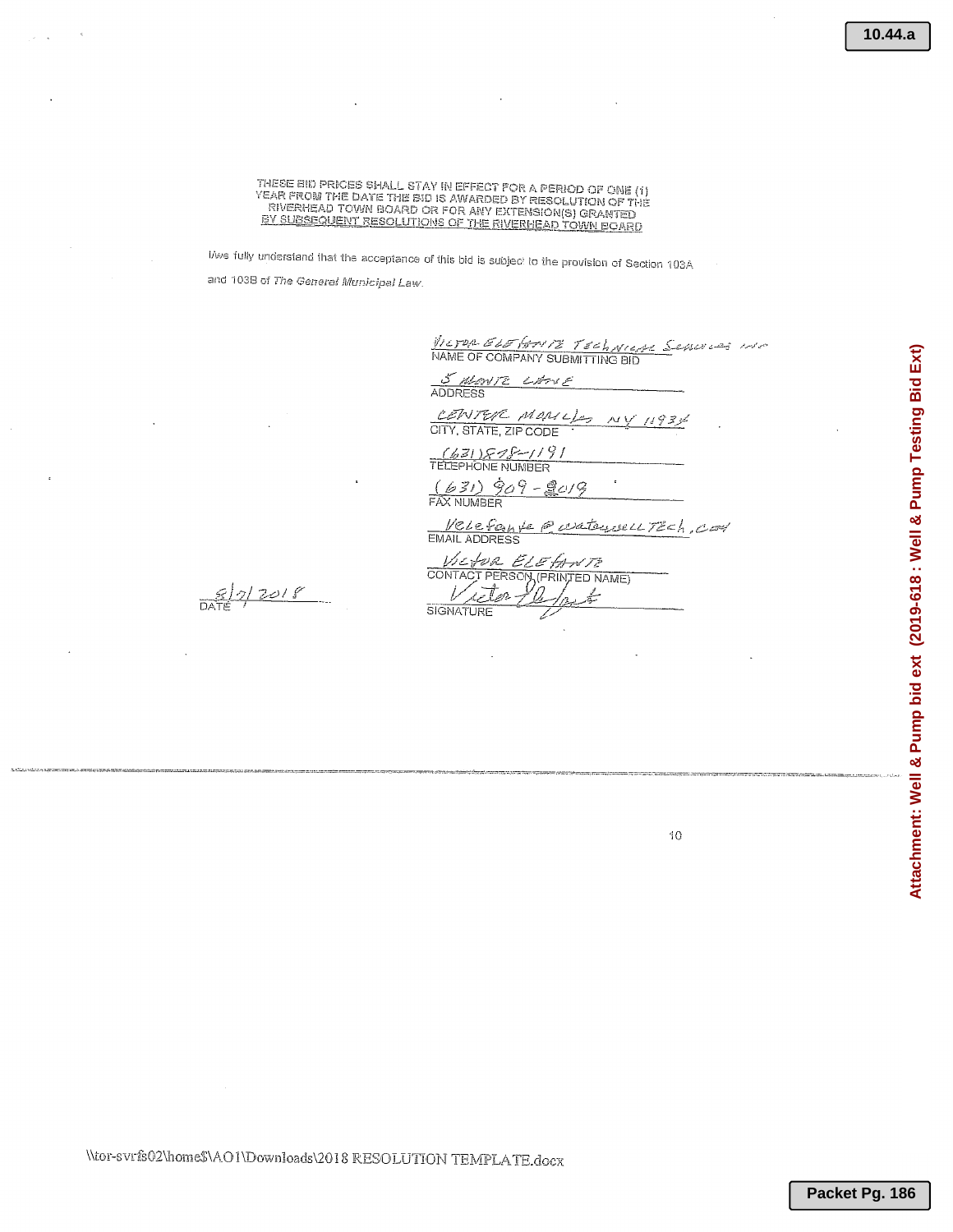THESE BID PRICES SHALL STAY IN EFFECT FOR A PERIOD OF ONE (1) YEAR FROM THE DATE THE BID IS AWARDED BY RESOLUTION OF THE RIVERHEAD TOWN BOARD OR FOR ANY EXTENSION(S) GRANTED BY SUBSEQUENT RESOLUTIONS OF THE RIVERHEAD TOWN BOARD

I/we fully understand that the acceptance of this bid is subject to the provision of Section 103A and 103B of *The General Municipal Law*.

Victor Elefante Technical Services Inc
NAME OF COMPANY SUBMITTING BID

5 Monte Lane
ADDRESS

Center Moriches NY 11934
CITY, STATE, ZIP CODE

(631) 878-1191
TELEPHONE NUMBER

(631) 909-8019
FAX NUMBER

Velefante@waterwelltech.com
EMAIL ADDRESS

Victor Elefante
CONTACT PERSON (PRINTED NAME)

8/7/2018
DATE

Victor Elefante
SIGNATURE

\\tor-svrfs02\home$\AO1\Downloads\2018 RESOLUTION TEMPLATE.docx